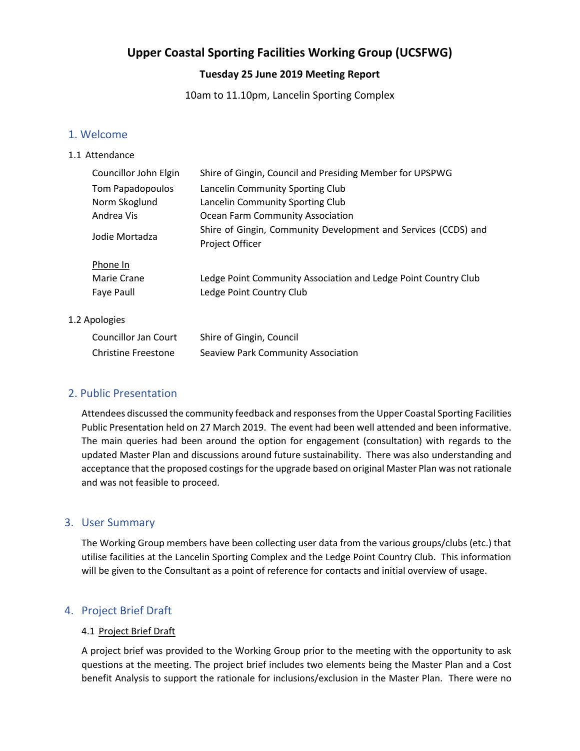# Upper Coastal Sporting Facilities Working Group (UCSFWG)

**Tuesday 25 June 2019 Meeting Report**

10am to 11.10pm, Lancelin Sporting Complex

## 1. Welcome

1.1 Attendance

| | |
|---|---|
| Councillor John Elgin | Shire of Gingin, Council and Presiding Member for UPSPWG |
| Tom Papadopoulos | Lancelin Community Sporting Club |
| Norm Skoglund | Lancelin Community Sporting Club |
| Andrea Vis | Ocean Farm Community Association |
| Jodie Mortadza | Shire of Gingin, Community Development and Services (CCDS) and Project Officer |

Phone In

| | |
|---|---|
| Marie Crane | Ledge Point Community Association and Ledge Point Country Club |
| Faye Paull | Ledge Point Country Club |

1.2 Apologies

| | |
|---|---|
| Councillor Jan Court | Shire of Gingin, Council |
| Christine Freestone | Seaview Park Community Association |

## 2. Public Presentation

Attendees discussed the community feedback and responses from the Upper Coastal Sporting Facilities Public Presentation held on 27 March 2019. The event had been well attended and been informative. The main queries had been around the option for engagement (consultation) with regards to the updated Master Plan and discussions around future sustainability. There was also understanding and acceptance that the proposed costings for the upgrade based on original Master Plan was not rationale and was not feasible to proceed.

## 3. User Summary

The Working Group members have been collecting user data from the various groups/clubs (etc.) that utilise facilities at the Lancelin Sporting Complex and the Ledge Point Country Club. This information will be given to the Consultant as a point of reference for contacts and initial overview of usage.

## 4. Project Brief Draft

4.1 Project Brief Draft

A project brief was provided to the Working Group prior to the meeting with the opportunity to ask questions at the meeting. The project brief includes two elements being the Master Plan and a Cost benefit Analysis to support the rationale for inclusions/exclusion in the Master Plan. There were no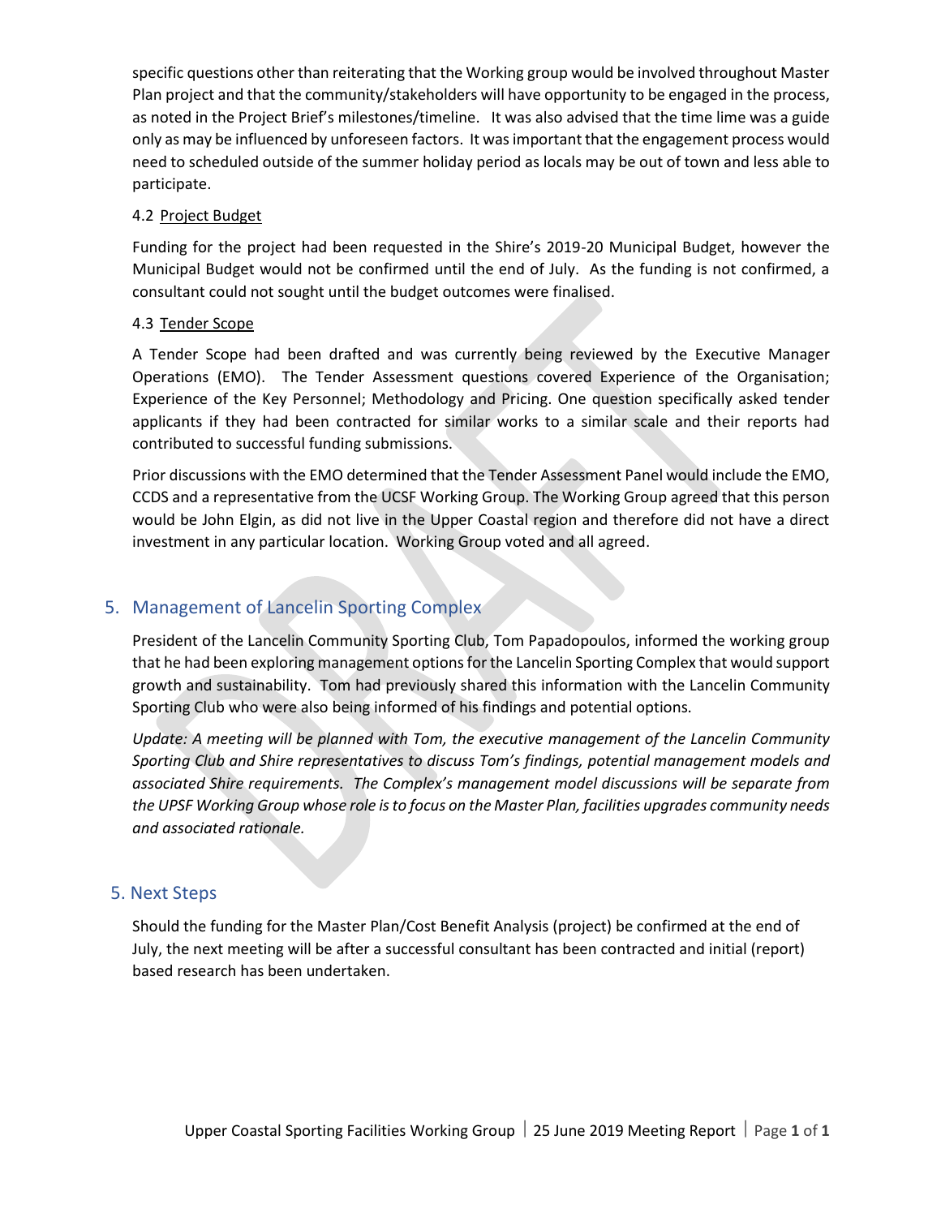specific questions other than reiterating that the Working group would be involved throughout Master Plan project and that the community/stakeholders will have opportunity to be engaged in the process, as noted in the Project Brief's milestones/timeline. It was also advised that the time lime was a guide only as may be influenced by unforeseen factors. It was important that the engagement process would need to scheduled outside of the summer holiday period as locals may be out of town and less able to participate.

4.2 Project Budget

Funding for the project had been requested in the Shire's 2019-20 Municipal Budget, however the Municipal Budget would not be confirmed until the end of July. As the funding is not confirmed, a consultant could not sought until the budget outcomes were finalised.

4.3 Tender Scope

A Tender Scope had been drafted and was currently being reviewed by the Executive Manager Operations (EMO). The Tender Assessment questions covered Experience of the Organisation; Experience of the Key Personnel; Methodology and Pricing. One question specifically asked tender applicants if they had been contracted for similar works to a similar scale and their reports had contributed to successful funding submissions.

Prior discussions with the EMO determined that the Tender Assessment Panel would include the EMO, CCDS and a representative from the UCSF Working Group. The Working Group agreed that this person would be John Elgin, as did not live in the Upper Coastal region and therefore did not have a direct investment in any particular location. Working Group voted and all agreed.

## 5. Management of Lancelin Sporting Complex

President of the Lancelin Community Sporting Club, Tom Papadopoulos, informed the working group that he had been exploring management options for the Lancelin Sporting Complex that would support growth and sustainability. Tom had previously shared this information with the Lancelin Community Sporting Club who were also being informed of his findings and potential options.

*Update: A meeting will be planned with Tom, the executive management of the Lancelin Community Sporting Club and Shire representatives to discuss Tom's findings, potential management models and associated Shire requirements. The Complex's management model discussions will be separate from the UPSF Working Group whose role is to focus on the Master Plan, facilities upgrades community needs and associated rationale.*

## 5. Next Steps

Should the funding for the Master Plan/Cost Benefit Analysis (project) be confirmed at the end of July, the next meeting will be after a successful consultant has been contracted and initial (report) based research has been undertaken.